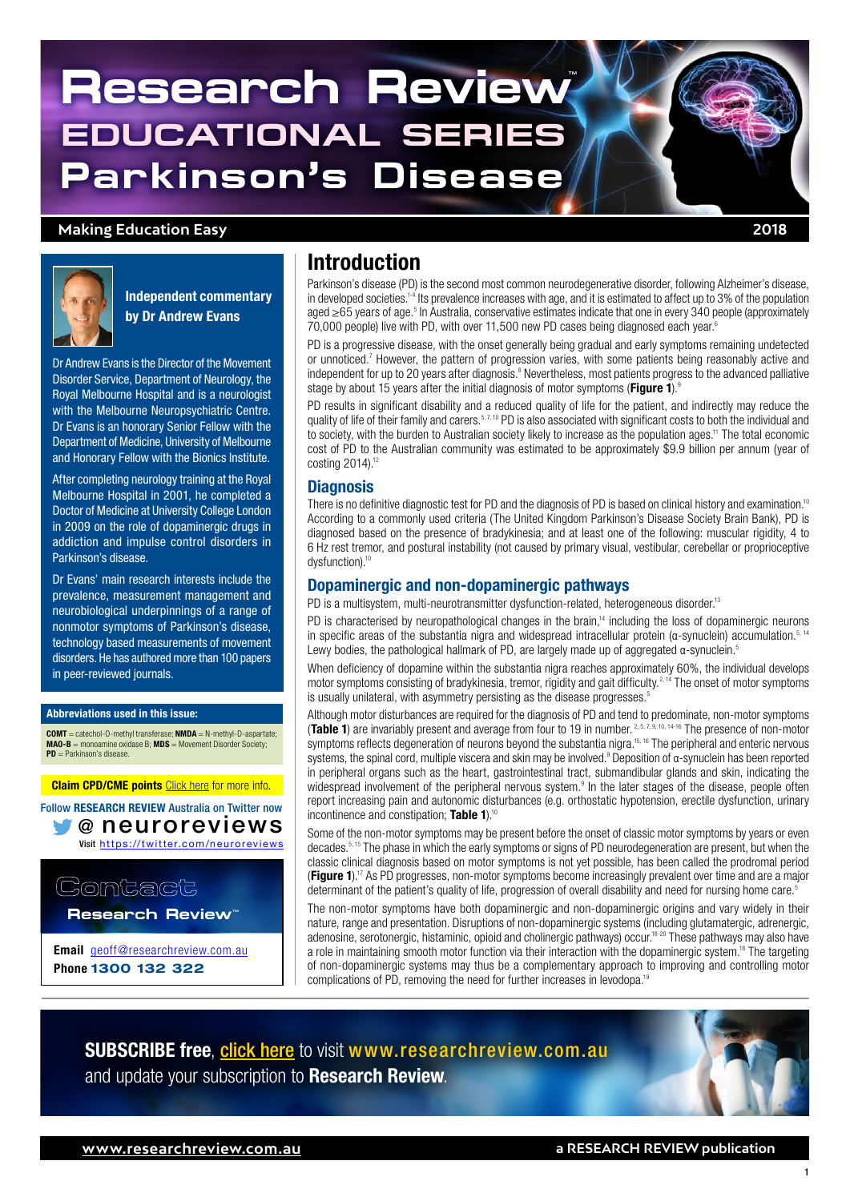# Research Review™ EDUCATIONAL SERIES Parkinson's Disease

**Making Education Easy** 2018

**Independent commentary by Dr Andrew Evans**

Dr Andrew Evans is the Director of the Movement Disorder Service, Department of Neurology, the Royal Melbourne Hospital and is a neurologist with the Melbourne Neuropsychiatric Centre. Dr Evans is an honorary Senior Fellow with the Department of Medicine, University of Melbourne and Honorary Fellow with the Bionics Institute.

After completing neurology training at the Royal Melbourne Hospital in 2001, he completed a Doctor of Medicine at University College London in 2009 on the role of dopaminergic drugs in addiction and impulse control disorders in Parkinson's disease.

Dr Evans' main research interests include the prevalence, measurement management and neurobiological underpinnings of a range of nonmotor symptoms of Parkinson's disease, technology based measurements of movement disorders. He has authored more than 100 papers in peer-reviewed journals.

**Abbreviations used in this issue:**

**COMT** = catechol-O-methyl transferase; **NMDA** = N-methyl-D-aspartate; **MAO-B** = monoamine oxidase B; **MDS** = Movement Disorder Society; **PD** = Parkinson's disease.

**Claim CPD/CME points** Click here for more info.

Follow **RESEARCH REVIEW** Australia on Twitter now @neuroreviews
Visit https://twitter.com/neuroreviews

**Contact Research Review™**

**Email** geoff@researchreview.com.au
**Phone** 1300 132 322

## Introduction

Parkinson's disease (PD) is the second most common neurodegenerative disorder, following Alzheimer's disease, in developed societies.[1-4] Its prevalence increases with age, and it is estimated to affect up to 3% of the population aged ≥65 years of age.[5] In Australia, conservative estimates indicate that one in every 340 people (approximately 70,000 people) live with PD, with over 11,500 new PD cases being diagnosed each year.[6]

PD is a progressive disease, with the onset generally being gradual and early symptoms remaining undetected or unnoticed.[7] However, the pattern of progression varies, with some patients being reasonably active and independent for up to 20 years after diagnosis.[8] Nevertheless, most patients progress to the advanced palliative stage by about 15 years after the initial diagnosis of motor symptoms (**Figure 1**).[9]

PD results in significant disability and a reduced quality of life for the patient, and indirectly may reduce the quality of life of their family and carers.[5,7,10] PD is also associated with significant costs to both the individual and to society, with the burden to Australian society likely to increase as the population ages.[11] The total economic cost of PD to the Australian community was estimated to be approximately $9.9 billion per annum (year of costing 2014).[12]

### Diagnosis

There is no definitive diagnostic test for PD and the diagnosis of PD is based on clinical history and examination.[10] According to a commonly used criteria (The United Kingdom Parkinson's Disease Society Brain Bank), PD is diagnosed based on the presence of bradykinesia; and at least one of the following: muscular rigidity, 4 to 6 Hz rest tremor, and postural instability (not caused by primary visual, vestibular, cerebellar or proprioceptive dysfunction).[10]

### Dopaminergic and non-dopaminergic pathways

PD is a multisystem, multi-neurotransmitter dysfunction-related, heterogeneous disorder.[13]

PD is characterised by neuropathological changes in the brain,[14] including the loss of dopaminergic neurons in specific areas of the substantia nigra and widespread intracellular protein (α-synuclein) accumulation.[5,14] Lewy bodies, the pathological hallmark of PD, are largely made up of aggregated α-synuclein.[5]

When deficiency of dopamine within the substantia nigra reaches approximately 60%, the individual develops motor symptoms consisting of bradykinesia, tremor, rigidity and gait difficulty.[2,14] The onset of motor symptoms is usually unilateral, with asymmetry persisting as the disease progresses.[5]

Although motor disturbances are required for the diagnosis of PD and tend to predominate, non-motor symptoms (**Table 1**) are invariably present and average from four to 19 in number.[2,5,7,9,10,14-16] The presence of non-motor symptoms reflects degeneration of neurons beyond the substantia nigra.[15,16] The peripheral and enteric nervous systems, the spinal cord, multiple viscera and skin may be involved.[9] Deposition of α-synuclein has been reported in peripheral organs such as the heart, gastrointestinal tract, submandibular glands and skin, indicating the widespread involvement of the peripheral nervous system.[9] In the later stages of the disease, people often report increasing pain and autonomic disturbances (e.g. orthostatic hypotension, erectile dysfunction, urinary incontinence and constipation; **Table 1**).[10]

Some of the non-motor symptoms may be present before the onset of classic motor symptoms by years or even decades.[5,15] The phase in which the early symptoms or signs of PD neurodegeneration are present, but when the classic clinical diagnosis based on motor symptoms is not yet possible, has been called the prodromal period (**Figure 1**).[17] As PD progresses, non-motor symptoms become increasingly prevalent over time and are a major determinant of the patient's quality of life, progression of overall disability and need for nursing home care.[5]

The non-motor symptoms have both dopaminergic and non-dopaminergic origins and vary widely in their nature, range and presentation. Disruptions of non-dopaminergic systems (including glutamatergic, adrenergic, adenosine, serotonergic, histaminic, opioid and cholinergic pathways) occur.[18-20] These pathways may also have a role in maintaining smooth motor function via their interaction with the dopaminergic system.[18] The targeting of non-dopaminergic systems may thus be a complementary approach to improving and controlling motor complications of PD, removing the need for further increases in levodopa.[19]

**SUBSCRIBE free**, click here to visit www.researchreview.com.au and update your subscription to **Research Review**.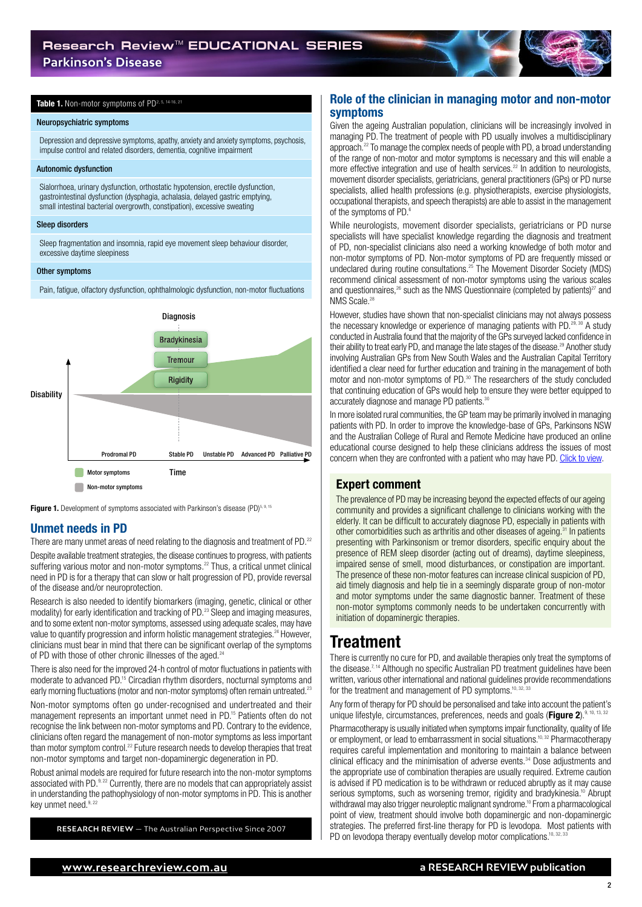**Table 1.** Non-motor symptoms of PD[2, 5, 14-16, 21]

| Neuropsychiatric symptoms |
|---|
| Depression and depressive symptoms, apathy, anxiety and anxiety symptoms, psychosis, impulse control and related disorders, dementia, cognitive impairment |
| **Autonomic dysfunction** |
| Sialorrhoea, urinary dysfunction, orthostatic hypotension, erectile dysfunction, gastrointestinal dysfunction (dysphagia, achalasia, delayed gastric emptying, small intestinal bacterial overgrowth, constipation), excessive sweating |
| **Sleep disorders** |
| Sleep fragmentation and insomnia, rapid eye movement sleep behaviour disorder, excessive daytime sleepiness |
| **Other symptoms** |
| Pain, fatigue, olfactory dysfunction, ophthalmologic dysfunction, non-motor fluctuations |

Diagnosis

Bradykinesia

Tremour

Rigidity

Disability

Prodromal PD | Stable PD | Unstable PD | Advanced PD | Palliative PD

Time

Motor symptoms

Non-motor symptoms

**Figure 1.** Development of symptoms associated with Parkinson's disease (PD)[5, 9, 15]

## Unmet needs in PD

There are many unmet areas of need relating to the diagnosis and treatment of PD.[22]

Despite available treatment strategies, the disease continues to progress, with patients suffering various motor and non-motor symptoms.[22] Thus, a critical unmet clinical need in PD is for a therapy that can slow or halt progression of PD, provide reversal of the disease and/or neuroprotection.

Research is also needed to identify biomarkers (imaging, genetic, clinical or other modality) for early identification and tracking of PD.[23] Sleep and imaging measures, and to some extent non-motor symptoms, assessed using adequate scales, may have value to quantify progression and inform holistic management strategies.[24] However, clinicians must bear in mind that there can be significant overlap of the symptoms of PD with those of other chronic illnesses of the aged.[24]

There is also need for the improved 24-h control of motor fluctuations in patients with moderate to advanced PD.[15] Circadian rhythm disorders, nocturnal symptoms and early morning fluctuations (motor and non-motor symptoms) often remain untreated.[23]

Non-motor symptoms often go under-recognised and undertreated and their management represents an important unmet need in PD.[15] Patients often do not recognise the link between non-motor symptoms and PD. Contrary to the evidence, clinicians often regard the management of non-motor symptoms as less important than motor symptom control.[22] Future research needs to develop therapies that treat non-motor symptoms and target non-dopaminergic degeneration in PD.

Robust animal models are required for future research into the non-motor symptoms associated with PD.[9, 22] Currently, there are no models that can appropriately assist in understanding the pathophysiology of non-motor symptoms in PD. This is another key unmet need.[9, 22]

**RESEARCH REVIEW** — The Australian Perspective Since 2007

## Role of the clinician in managing motor and non-motor symptoms

Given the ageing Australian population, clinicians will be increasingly involved in managing PD. The treatment of people with PD usually involves a multidisciplinary approach.[22] To manage the complex needs of people with PD, a broad understanding of the range of non-motor and motor symptoms is necessary and this will enable a more effective integration and use of health services.[22] In addition to neurologists, movement disorder specialists, geriatricians, general practitioners (GPs) or PD nurse specialists, allied health professions (e.g. physiotherapists, exercise physiologists, occupational therapists, and speech therapists) are able to assist in the management of the symptoms of PD.[6]

While neurologists, movement disorder specialists, geriatricians or PD nurse specialists will have specialist knowledge regarding the diagnosis and treatment of PD, non-specialist clinicians also need a working knowledge of both motor and non-motor symptoms of PD. Non-motor symptoms of PD are frequently missed or undeclared during routine consultations.[25] The Movement Disorder Society (MDS) recommend clinical assessment of non-motor symptoms using the various scales and questionnaires,[26] such as the NMS Questionnaire (completed by patients)[27] and NMS Scale.[28]

However, studies have shown that non-specialist clinicians may not always possess the necessary knowledge or experience of managing patients with PD.[29, 30] A study conducted in Australia found that the majority of the GPs surveyed lacked confidence in their ability to treat early PD, and manage the late stages of the disease.[29] Another study involving Australian GPs from New South Wales and the Australian Capital Territory identified a clear need for further education and training in the management of both motor and non-motor symptoms of PD.[30] The researchers of the study concluded that continuing education of GPs would help to ensure they were better equipped to accurately diagnose and manage PD patients.[30]

In more isolated rural communities, the GP team may be primarily involved in managing patients with PD. In order to improve the knowledge-base of GPs, Parkinsons NSW and the Australian College of Rural and Remote Medicine have produced an online educational course designed to help these clinicians address the issues of most concern when they are confronted with a patient who may have PD. Click to view.

### Expert comment

The prevalence of PD may be increasing beyond the expected effects of our ageing community and provides a significant challenge to clinicians working with the elderly. It can be difficult to accurately diagnose PD, especially in patients with other comorbidities such as arthritis and other diseases of ageing.[31] In patients presenting with Parkinsonism or tremor disorders, specific enquiry about the presence of REM sleep disorder (acting out of dreams), daytime sleepiness, impaired sense of smell, mood disturbances, or constipation are important. The presence of these non-motor features can increase clinical suspicion of PD, aid timely diagnosis and help tie in a seemingly disparate group of non-motor and motor symptoms under the same diagnostic banner. Treatment of these non-motor symptoms commonly needs to be undertaken concurrently with initiation of dopaminergic therapies.

# Treatment

There is currently no cure for PD, and available therapies only treat the symptoms of the disease.[7, 14] Although no specific Australian PD treatment guidelines have been written, various other international and national guidelines provide recommendations for the treatment and management of PD symptoms.[10, 32, 33]

Any form of therapy for PD should be personalised and take into account the patient's unique lifestyle, circumstances, preferences, needs and goals (**Figure 2**).[9, 10, 13, 32]

Pharmacotherapy is usually initiated when symptoms impair functionality, quality of life or employment, or lead to embarrassment in social situations.[10, 32] Pharmacotherapy requires careful implementation and monitoring to maintain a balance between clinical efficacy and the minimisation of adverse events.[34] Dose adjustments and the appropriate use of combination therapies are usually required. Extreme caution is advised if PD medication is to be withdrawn or reduced abruptly as it may cause serious symptoms, such as worsening tremor, rigidity and bradykinesia.[10] Abrupt withdrawal may also trigger neuroleptic malignant syndrome.[10] From a pharmacological point of view, treatment should involve both dopaminergic and non-dopaminergic strategies. The preferred first-line therapy for PD is levodopa. Most patients with PD on levodopa therapy eventually develop motor complications.[10, 32, 33]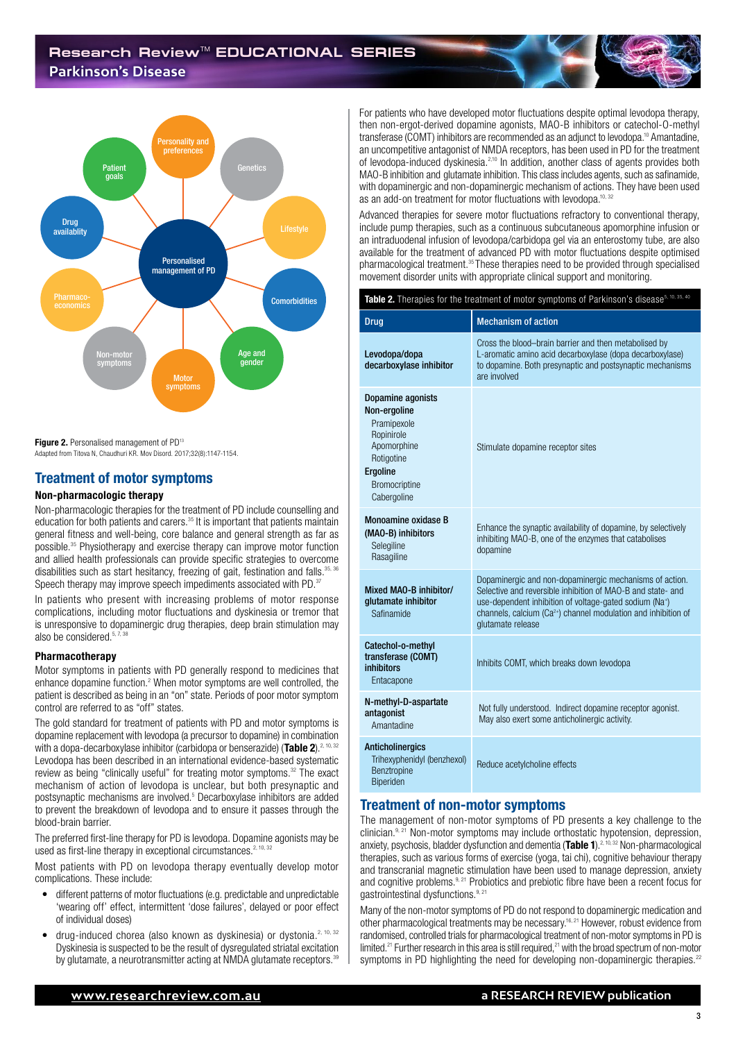Personalised management of PD

Patient goals · Personality and preferences · Genetics · Lifestyle · Comorbidities · Age and gender · Motor symptoms · Non-motor symptoms · Pharmaco-economics · Drug availablity

**Figure 2.** Personalised management of PD[13]
Adapted from Titova N, Chaudhuri KR. Mov Disord. 2017;32(8):1147-1154.

## Treatment of motor symptoms

### Non-pharmacologic therapy

Non-pharmacologic therapies for the treatment of PD include counselling and education for both patients and carers.[35] It is important that patients maintain general fitness and well-being, core balance and general strength as far as possible.[35] Physiotherapy and exercise therapy can improve motor function and allied health professionals can provide specific strategies to overcome disabilities such as start hesitancy, freezing of gait, festination and falls.[35, 36] Speech therapy may improve speech impediments associated with PD.[37]

In patients who present with increasing problems of motor response complications, including motor fluctuations and dyskinesia or tremor that is unresponsive to dopaminergic drug therapies, deep brain stimulation may also be considered.[5, 7, 38]

### Pharmacotherapy

Motor symptoms in patients with PD generally respond to medicines that enhance dopamine function.[2] When motor symptoms are well controlled, the patient is described as being in an "on" state. Periods of poor motor symptom control are referred to as "off" states.

The gold standard for treatment of patients with PD and motor symptoms is dopamine replacement with levodopa (a precursor to dopamine) in combination with a dopa-decarboxylase inhibitor (carbidopa or benserazide) (**Table 2**).[2, 10, 32] Levodopa has been described in an international evidence-based systematic review as being "clinically useful" for treating motor symptoms.[32] The exact mechanism of action of levodopa is unclear, but both presynaptic and postsynaptic mechanisms are involved.[5] Decarboxylase inhibitors are added to prevent the breakdown of levodopa and to ensure it passes through the blood-brain barrier.

The preferred first-line therapy for PD is levodopa. Dopamine agonists may be used as first-line therapy in exceptional circumstances.[2, 10, 32]

Most patients with PD on levodopa therapy eventually develop motor complications. These include:

- different patterns of motor fluctuations (e.g. predictable and unpredictable 'wearing off' effect, intermittent 'dose failures', delayed or poor effect of individual doses)
- drug-induced chorea (also known as dyskinesia) or dystonia.[2, 10, 32]

Dyskinesia is suspected to be the result of dysregulated striatal excitation by glutamate, a neurotransmitter acting at NMDA glutamate receptors.[39]

For patients who have developed motor fluctuations despite optimal levodopa therapy, then non-ergot-derived dopamine agonists, MAO-B inhibitors or catechol-O-methyl transferase (COMT) inhibitors are recommended as an adjunct to levodopa.[10] Amantadine, an uncompetitive antagonist of NMDA receptors, has been used in PD for the treatment of levodopa-induced dyskinesia.[2,10] In addition, another class of agents provides both MAO-B inhibition and glutamate inhibition. This class includes agents, such as safinamide, with dopaminergic and non-dopaminergic mechanism of actions. They have been used as an add-on treatment for motor fluctuations with levodopa.[10, 32]

Advanced therapies for severe motor fluctuations refractory to conventional therapy, include pump therapies, such as a continuous subcutaneous apomorphine infusion or an intraduodenal infusion of levodopa/carbidopa gel via an enterostomy tube, are also available for the treatment of advanced PD with motor fluctuations despite optimised pharmacological treatment.[35] These therapies need to be provided through specialised movement disorder units with appropriate clinical support and monitoring.

**Table 2.** Therapies for the treatment of motor symptoms of Parkinson's disease[5, 10, 35, 40]

| Drug | Mechanism of action |
|---|---|
| **Levodopa/dopa decarboxylase inhibitor** | Cross the blood–brain barrier and then metabolised by L-aromatic amino acid decarboxylase (dopa decarboxylase) to dopamine. Both presynaptic and postsynaptic mechanisms are involved |
| **Dopamine agonists**<br>**Non-ergoline**<br>Pramipexole<br>Ropinirole<br>Apomorphine<br>Rotigotine<br>**Ergoline**<br>Bromocriptine<br>Cabergoline | Stimulate dopamine receptor sites |
| **Monoamine oxidase B (MAO-B) inhibitors**<br>Selegiline<br>Rasagiline | Enhance the synaptic availability of dopamine, by selectively inhibiting MAO-B, one of the enzymes that catabolises dopamine |
| **Mixed MAO-B inhibitor/ glutamate inhibitor**<br>Safinamide | Dopaminergic and non-dopaminergic mechanisms of action. Selective and reversible inhibition of MAO-B and state- and use-dependent inhibition of voltage-gated sodium ($Na^+$) channels, calcium ($Ca^{2+}$) channel modulation and inhibition of glutamate release |
| **Catechol-o-methyl transferase (COMT) inhibitors**<br>Entacapone | Inhibits COMT, which breaks down levodopa |
| **N-methyl-D-aspartate antagonist**<br>Amantadine | Not fully understood. Indirect dopamine receptor agonist. May also exert some anticholinergic activity. |
| **Anticholinergics**<br>Trihexyphenidyl (benzhexol)<br>Benztropine<br>Biperiden | Reduce acetylcholine effects |

## Treatment of non-motor symptoms

The management of non-motor symptoms of PD presents a key challenge to the clinician.[9, 21] Non-motor symptoms may include orthostatic hypotension, depression, anxiety, psychosis, bladder dysfunction and dementia (**Table 1**).[2, 10, 32] Non-pharmacological therapies, such as various forms of exercise (yoga, tai chi), cognitive behaviour therapy and transcranial magnetic stimulation have been used to manage depression, anxiety and cognitive problems.[9, 21] Probiotics and prebiotic fibre have been a recent focus for gastrointestinal dysfunctions.[9, 21]

Many of the non-motor symptoms of PD do not respond to dopaminergic medication and other pharmacological treatments may be necessary.[16, 21] However, robust evidence from randomised, controlled trials for pharmacological treatment of non-motor symptoms in PD is limited.[21] Further research in this area is still required,[21] with the broad spectrum of non-motor symptoms in PD highlighting the need for developing non-dopaminergic therapies.[22]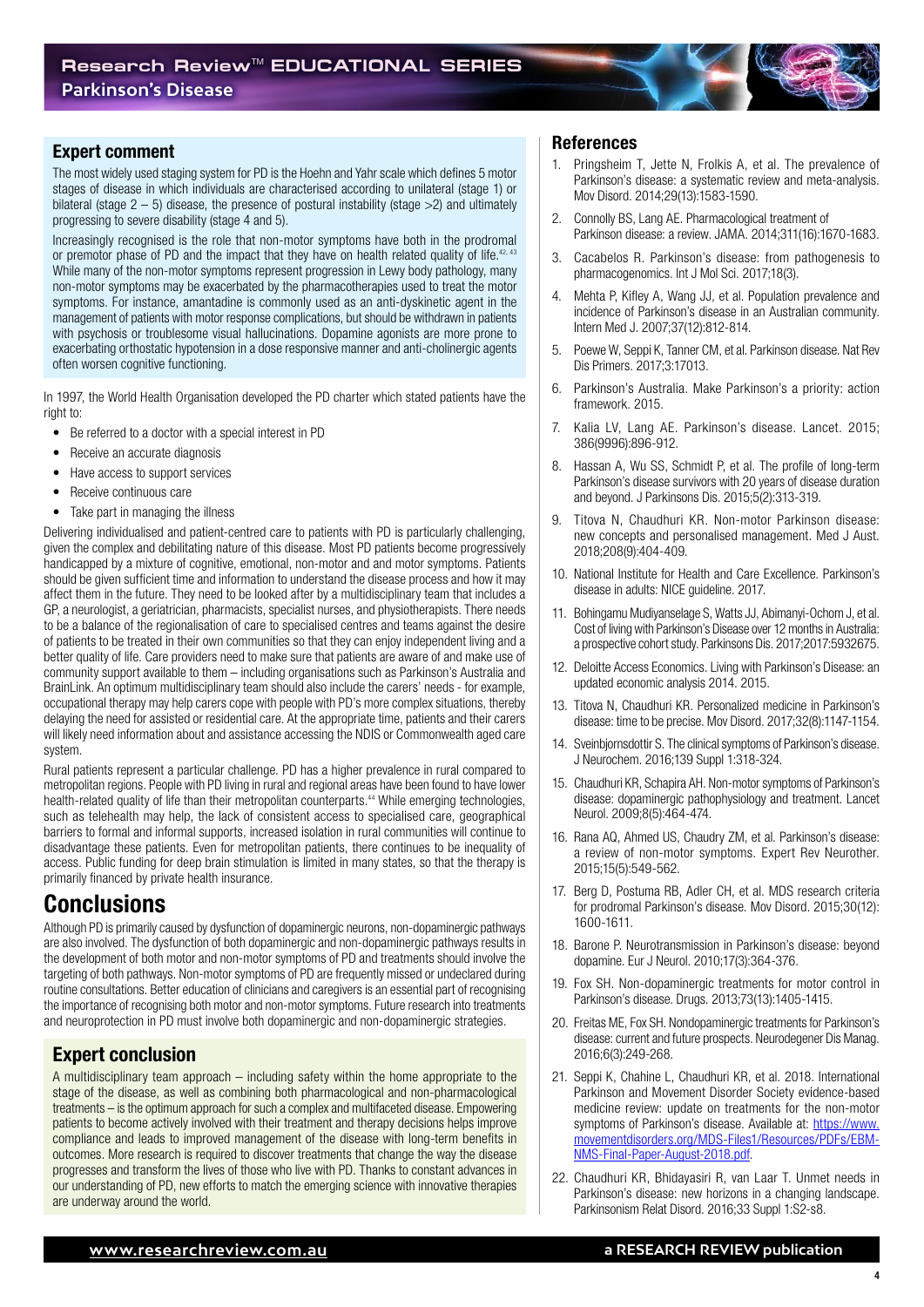## Expert comment

The most widely used staging system for PD is the Hoehn and Yahr scale which defines 5 motor stages of disease in which individuals are characterised according to unilateral (stage 1) or bilateral (stage 2 – 5) disease, the presence of postural instability (stage >2) and ultimately progressing to severe disability (stage 4 and 5).

Increasingly recognised is the role that non-motor symptoms have both in the prodromal or premotor phase of PD and the impact that they have on health related quality of life.[42, 43] While many of the non-motor symptoms represent progression in Lewy body pathology, many non-motor symptoms may be exacerbated by the pharmacotherapies used to treat the motor symptoms. For instance, amantadine is commonly used as an anti-dyskinetic agent in the management of patients with motor response complications, but should be withdrawn in patients with psychosis or troublesome visual hallucinations. Dopamine agonists are more prone to exacerbating orthostatic hypotension in a dose responsive manner and anti-cholinergic agents often worsen cognitive functioning.

In 1997, the World Health Organisation developed the PD charter which stated patients have the right to:

- Be referred to a doctor with a special interest in PD
- Receive an accurate diagnosis
- Have access to support services
- Receive continuous care
- Take part in managing the illness

Delivering individualised and patient-centred care to patients with PD is particularly challenging, given the complex and debilitating nature of this disease. Most PD patients become progressively handicapped by a mixture of cognitive, emotional, non-motor and and motor symptoms. Patients should be given sufficient time and information to understand the disease process and how it may affect them in the future. They need to be looked after by a multidisciplinary team that includes a GP, a neurologist, a geriatrician, pharmacists, specialist nurses, and physiotherapists. There needs to be a balance of the regionalisation of care to specialised centres and teams against the desire of patients to be treated in their own communities so that they can enjoy independent living and a better quality of life. Care providers need to make sure that patients are aware of and make use of community support available to them – including organisations such as Parkinson's Australia and BrainLink. An optimum multidisciplinary team should also include the carers' needs - for example, occupational therapy may help carers cope with people with PD's more complex situations, thereby delaying the need for assisted or residential care. At the appropriate time, patients and their carers will likely need information about and assistance accessing the NDIS or Commonwealth aged care system.

Rural patients represent a particular challenge. PD has a higher prevalence in rural compared to metropolitan regions. People with PD living in rural and regional areas have been found to have lower health-related quality of life than their metropolitan counterparts.[44] While emerging technologies, such as telehealth may help, the lack of consistent access to specialised care, geographical barriers to formal and informal supports, increased isolation in rural communities will continue to disadvantage these patients. Even for metropolitan patients, there continues to be inequality of access. Public funding for deep brain stimulation is limited in many states, so that the therapy is primarily financed by private health insurance.

# Conclusions

Although PD is primarily caused by dysfunction of dopaminergic neurons, non-dopaminergic pathways are also involved. The dysfunction of both dopaminergic and non-dopaminergic pathways results in the development of both motor and non-motor symptoms of PD and treatments should involve the targeting of both pathways. Non-motor symptoms of PD are frequently missed or undeclared during routine consultations. Better education of clinicians and caregivers is an essential part of recognising the importance of recognising both motor and non-motor symptoms. Future research into treatments and neuroprotection in PD must involve both dopaminergic and non-dopaminergic strategies.

## Expert conclusion

A multidisciplinary team approach – including safety within the home appropriate to the stage of the disease, as well as combining both pharmacological and non-pharmacological treatments – is the optimum approach for such a complex and multifaceted disease. Empowering patients to become actively involved with their treatment and therapy decisions helps improve compliance and leads to improved management of the disease with long-term benefits in outcomes. More research is required to discover treatments that change the way the disease progresses and transform the lives of those who live with PD. Thanks to constant advances in our understanding of PD, new efforts to match the emerging science with innovative therapies are underway around the world.

## References

1. Pringsheim T, Jette N, Frolkis A, et al. The prevalence of Parkinson's disease: a systematic review and meta-analysis. Mov Disord. 2014;29(13):1583-1590.
2. Connolly BS, Lang AE. Pharmacological treatment of Parkinson disease: a review. JAMA. 2014;311(16):1670-1683.
3. Cacabelos R. Parkinson's disease: from pathogenesis to pharmacogenomics. Int J Mol Sci. 2017;18(3).
4. Mehta P, Kifley A, Wang JJ, et al. Population prevalence and incidence of Parkinson's disease in an Australian community. Intern Med J. 2007;37(12):812-814.
5. Poewe W, Seppi K, Tanner CM, et al. Parkinson disease. Nat Rev Dis Primers. 2017;3:17013.
6. Parkinson's Australia. Make Parkinson's a priority: action framework. 2015.
7. Kalia LV, Lang AE. Parkinson's disease. Lancet. 2015; 386(9996):896-912.
8. Hassan A, Wu SS, Schmidt P, et al. The profile of long-term Parkinson's disease survivors with 20 years of disease duration and beyond. J Parkinsons Dis. 2015;5(2):313-319.
9. Titova N, Chaudhuri KR. Non-motor Parkinson disease: new concepts and personalised management. Med J Aust. 2018;208(9):404-409.
10. National Institute for Health and Care Excellence. Parkinson's disease in adults: NICE guideline. 2017.
11. Bohingamu Mudiyanselage S, Watts JJ, Abimanyi-Ochom J, et al. Cost of living with Parkinson's Disease over 12 months in Australia: a prospective cohort study. Parkinsons Dis. 2017;2017:5932675.
12. Deloitte Access Economics. Living with Parkinson's Disease: an updated economic analysis 2014. 2015.
13. Titova N, Chaudhuri KR. Personalized medicine in Parkinson's disease: time to be precise. Mov Disord. 2017;32(8):1147-1154.
14. Sveinbjornsdottir S. The clinical symptoms of Parkinson's disease. J Neurochem. 2016;139 Suppl 1:318-324.
15. Chaudhuri KR, Schapira AH. Non-motor symptoms of Parkinson's disease: dopaminergic pathophysiology and treatment. Lancet Neurol. 2009;8(5):464-474.
16. Rana AQ, Ahmed US, Chaudry ZM, et al. Parkinson's disease: a review of non-motor symptoms. Expert Rev Neurother. 2015;15(5):549-562.
17. Berg D, Postuma RB, Adler CH, et al. MDS research criteria for prodromal Parkinson's disease. Mov Disord. 2015;30(12): 1600-1611.
18. Barone P. Neurotransmission in Parkinson's disease: beyond dopamine. Eur J Neurol. 2010;17(3):364-376.
19. Fox SH. Non-dopaminergic treatments for motor control in Parkinson's disease. Drugs. 2013;73(13):1405-1415.
20. Freitas ME, Fox SH. Nondopaminergic treatments for Parkinson's disease: current and future prospects. Neurodegener Dis Manag. 2016;6(3):249-268.
21. Seppi K, Chahine L, Chaudhuri KR, et al. 2018. International Parkinson and Movement Disorder Society evidence-based medicine review: update on treatments for the non-motor symptoms of Parkinson's disease. Available at: https://www.movementdisorders.org/MDS-Files1/Resources/PDFs/EBM-NMS-Final-Paper-August-2018.pdf.
22. Chaudhuri KR, Bhidayasiri R, van Laar T. Unmet needs in Parkinson's disease: new horizons in a changing landscape. Parkinsonism Relat Disord. 2016;33 Suppl 1:S2-s8.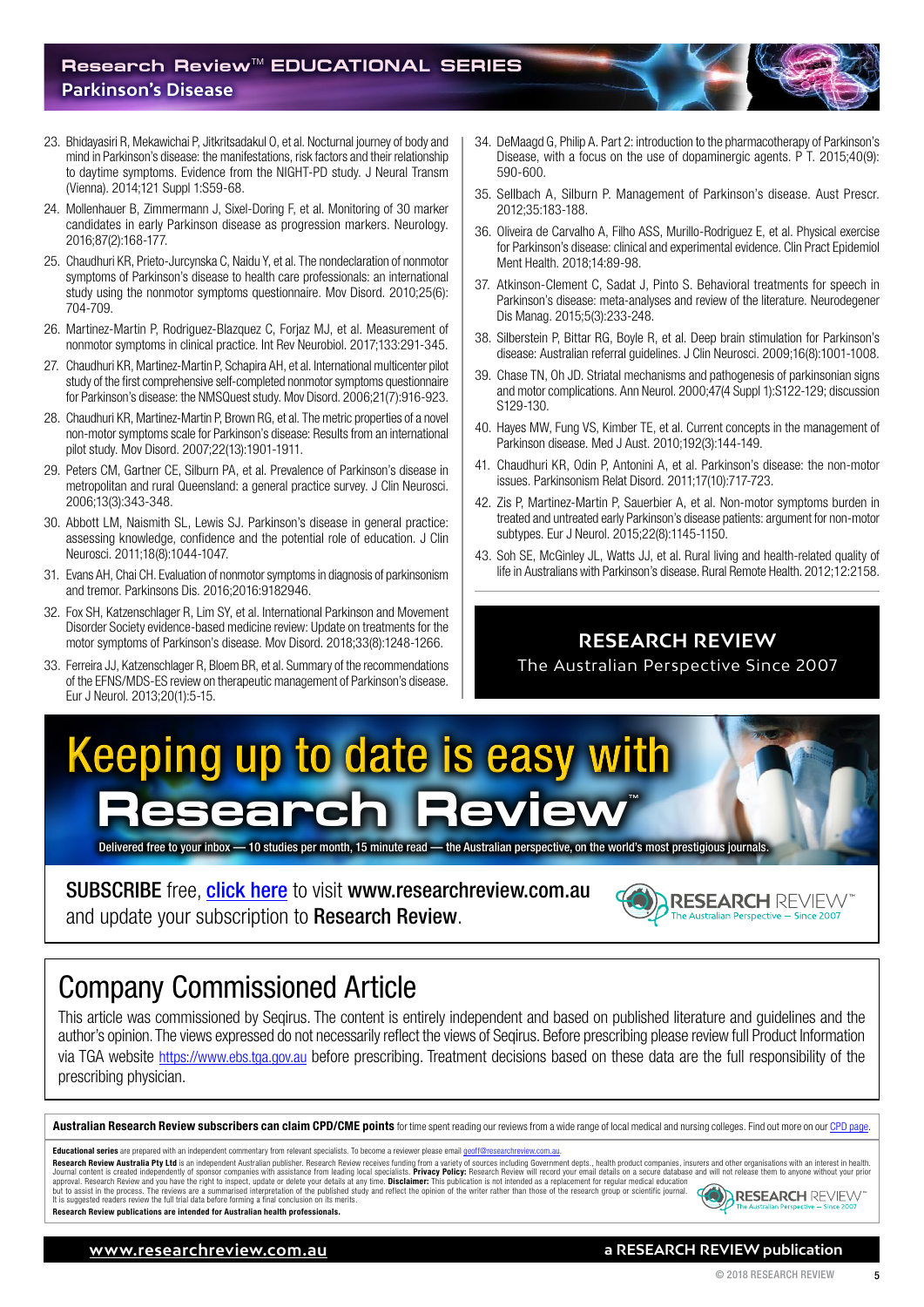23. Bhidayasiri R, Mekawichai P, Jitkritsadakul O, et al. Nocturnal journey of body and mind in Parkinson's disease: the manifestations, risk factors and their relationship to daytime symptoms. Evidence from the NIGHT-PD study. J Neural Transm (Vienna). 2014;121 Suppl 1:S59-68.
24. Mollenhauer B, Zimmermann J, Sixel-Doring F, et al. Monitoring of 30 marker candidates in early Parkinson disease as progression markers. Neurology. 2016;87(2):168-177.
25. Chaudhuri KR, Prieto-Jurcynska C, Naidu Y, et al. The nondeclaration of nonmotor symptoms of Parkinson's disease to health care professionals: an international study using the nonmotor symptoms questionnaire. Mov Disord. 2010;25(6):704-709.
26. Martinez-Martin P, Rodriguez-Blazquez C, Forjaz MJ, et al. Measurement of nonmotor symptoms in clinical practice. Int Rev Neurobiol. 2017;133:291-345.
27. Chaudhuri KR, Martinez-Martin P, Schapira AH, et al. International multicenter pilot study of the first comprehensive self-completed nonmotor symptoms questionnaire for Parkinson's disease: the NMSQuest study. Mov Disord. 2006;21(7):916-923.
28. Chaudhuri KR, Martinez-Martin P, Brown RG, et al. The metric properties of a novel non-motor symptoms scale for Parkinson's disease: Results from an international pilot study. Mov Disord. 2007;22(13):1901-1911.
29. Peters CM, Gartner CE, Silburn PA, et al. Prevalence of Parkinson's disease in metropolitan and rural Queensland: a general practice survey. J Clin Neurosci. 2006;13(3):343-348.
30. Abbott LM, Naismith SL, Lewis SJ. Parkinson's disease in general practice: assessing knowledge, confidence and the potential role of education. J Clin Neurosci. 2011;18(8):1044-1047.
31. Evans AH, Chai CH. Evaluation of nonmotor symptoms in diagnosis of parkinsonism and tremor. Parkinsons Dis. 2016;2016:9182946.
32. Fox SH, Katzenschlager R, Lim SY, et al. International Parkinson and Movement Disorder Society evidence-based medicine review: Update on treatments for the motor symptoms of Parkinson's disease. Mov Disord. 2018;33(8):1248-1266.
33. Ferreira JJ, Katzenschlager R, Bloem BR, et al. Summary of the recommendations of the EFNS/MDS-ES review on therapeutic management of Parkinson's disease. Eur J Neurol. 2013;20(1):5-15.
34. DeMaagd G, Philip A. Part 2: introduction to the pharmacotherapy of Parkinson's Disease, with a focus on the use of dopaminergic agents. P T. 2015;40(9):590-600.
35. Sellbach A, Silburn P. Management of Parkinson's disease. Aust Prescr. 2012;35:183-188.
36. Oliveira de Carvalho A, Filho ASS, Murillo-Rodriguez E, et al. Physical exercise for Parkinson's disease: clinical and experimental evidence. Clin Pract Epidemiol Ment Health. 2018;14:89-98.
37. Atkinson-Clement C, Sadat J, Pinto S. Behavioral treatments for speech in Parkinson's disease: meta-analyses and review of the literature. Neurodegener Dis Manag. 2015;5(3):233-248.
38. Silberstein P, Bittar RG, Boyle R, et al. Deep brain stimulation for Parkinson's disease: Australian referral guidelines. J Clin Neurosci. 2009;16(8):1001-1008.
39. Chase TN, Oh JD. Striatal mechanisms and pathogenesis of parkinsonian signs and motor complications. Ann Neurol. 2000;47(4 Suppl 1):S122-129; discussion S129-130.
40. Hayes MW, Fung VS, Kimber TE, et al. Current concepts in the management of Parkinson disease. Med J Aust. 2010;192(3):144-149.
41. Chaudhuri KR, Odin P, Antonini A, et al. Parkinson's disease: the non-motor issues. Parkinsonism Relat Disord. 2011;17(10):717-723.
42. Zis P, Martinez-Martin P, Sauerbier A, et al. Non-motor symptoms burden in treated and untreated early Parkinson's disease patients: argument for non-motor subtypes. Eur J Neurol. 2015;22(8):1145-1150.
43. Soh SE, McGinley JL, Watts JJ, et al. Rural living and health-related quality of life in Australians with Parkinson's disease. Rural Remote Health. 2012;12:2158.

**RESEARCH REVIEW**
The Australian Perspective Since 2007

# Keeping up to date is easy with Research Review™

Delivered free to your inbox — 10 studies per month, 15 minute read — the Australian perspective, on the world's most prestigious journals.

**SUBSCRIBE** free, click here to visit **www.researchreview.com.au** and update your subscription to **Research Review**.

## Company Commissioned Article

This article was commissioned by Seqirus. The content is entirely independent and based on published literature and guidelines and the author's opinion. The views expressed do not necessarily reflect the views of Seqirus. Before prescribing please review full Product Information via TGA website https://www.ebs.tga.gov.au before prescribing. Treatment decisions based on these data are the full responsibility of the prescribing physician.

**Australian Research Review subscribers can claim CPD/CME points** for time spent reading our reviews from a wide range of local medical and nursing colleges. Find out more on our CPD page.

**Educational series** are prepared with an independent commentary from relevant specialists. To become a reviewer please email geoff@researchreview.com.au.

**Research Review Australia Pty Ltd** is an independent Australian publisher. Research Review receives funding from a variety of sources including Government depts., health product companies, insurers and other organisations with an interest in health. Journal content is created independently of sponsor companies with assistance from leading local specialists. **Privacy Policy:** Research Review will record your email details on a secure database and will not release them to anyone without your prior approval. Research Review and you have the right to inspect, update or delete your details at any time. **Disclaimer:** This publication is not intended as a replacement for regular medical education but to assist in the process. The reviews are a summarised interpretation of the published study and reflect the opinion of the writer rather than those of the research group or scientific journal. It is suggested readers review the full trial data before forming a final conclusion on its merits.

**Research Review publications are intended for Australian health professionals.**